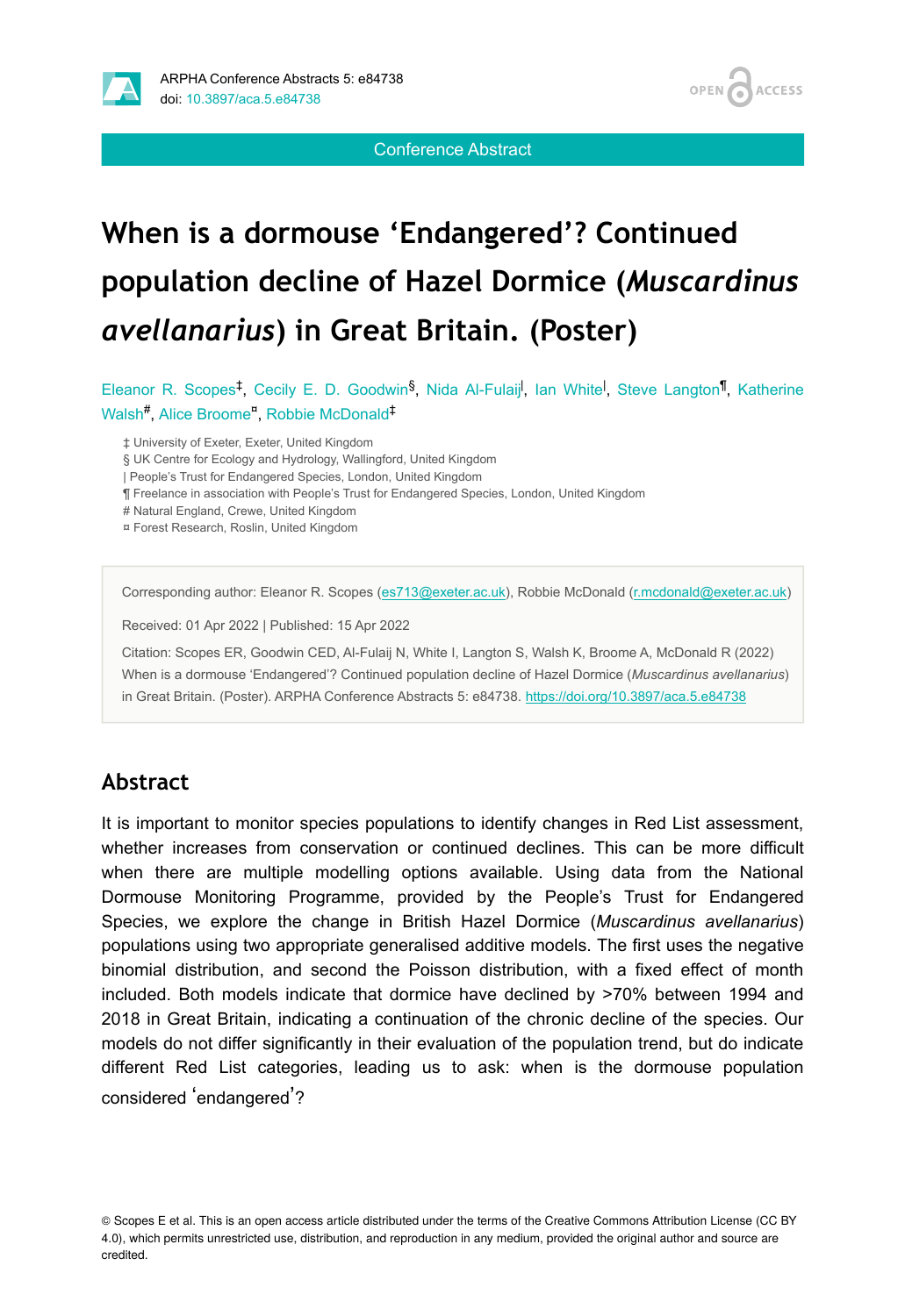Conference Abstract

# When is a dormouse 'Endangered'? Continued population decline of Hazel Dormice (*Muscardinus avellanarius*) in Great Britain. (Poster)

Eleanor R. Scopes[‡], Cecily E. D. Goodwin[§], Nida Al-Fulaij[|], Ian White[|], Steve Langton[¶], Katherine Walsh[#], Alice Broome[¤], Robbie McDonald[‡]

‡ University of Exeter, Exeter, United Kingdom
§ UK Centre for Ecology and Hydrology, Wallingford, United Kingdom
| People's Trust for Endangered Species, London, United Kingdom
¶ Freelance in association with People's Trust for Endangered Species, London, United Kingdom
# Natural England, Crewe, United Kingdom
¤ Forest Research, Roslin, United Kingdom

Corresponding author: Eleanor R. Scopes (es713@exeter.ac.uk), Robbie McDonald (r.mcdonald@exeter.ac.uk)

Received: 01 Apr 2022 | Published: 15 Apr 2022

Citation: Scopes ER, Goodwin CED, Al-Fulaij N, White I, Langton S, Walsh K, Broome A, McDonald R (2022) When is a dormouse 'Endangered'? Continued population decline of Hazel Dormice (*Muscardinus avellanarius*) in Great Britain. (Poster). ARPHA Conference Abstracts 5: e84738. https://doi.org/10.3897/aca.5.e84738

## Abstract

It is important to monitor species populations to identify changes in Red List assessment, whether increases from conservation or continued declines. This can be more difficult when there are multiple modelling options available. Using data from the National Dormouse Monitoring Programme, provided by the People's Trust for Endangered Species, we explore the change in British Hazel Dormice (*Muscardinus avellanarius*) populations using two appropriate generalised additive models. The first uses the negative binomial distribution, and second the Poisson distribution, with a fixed effect of month included. Both models indicate that dormice have declined by >70% between 1994 and 2018 in Great Britain, indicating a continuation of the chronic decline of the species. Our models do not differ significantly in their evaluation of the population trend, but do indicate different Red List categories, leading us to ask: when is the dormouse population considered 'endangered'?

© Scopes E et al. This is an open access article distributed under the terms of the Creative Commons Attribution License (CC BY 4.0), which permits unrestricted use, distribution, and reproduction in any medium, provided the original author and source are credited.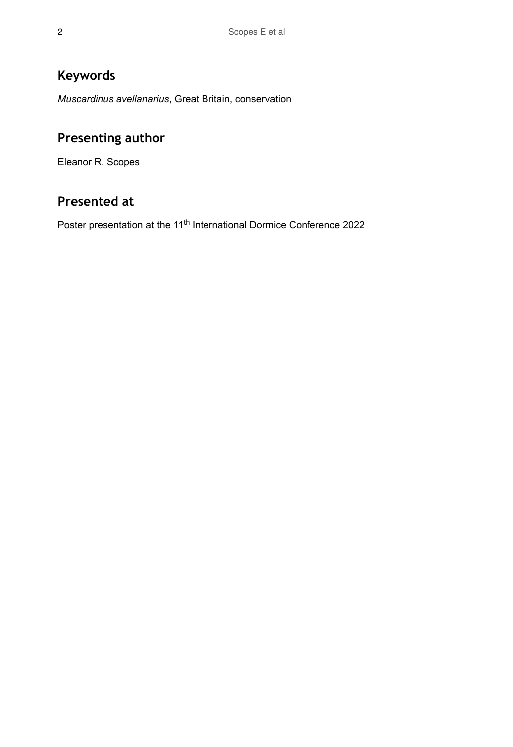## Keywords

*Muscardinus avellanarius*, Great Britain, conservation

## Presenting author

Eleanor R. Scopes

## Presented at

Poster presentation at the 11th International Dormice Conference 2022